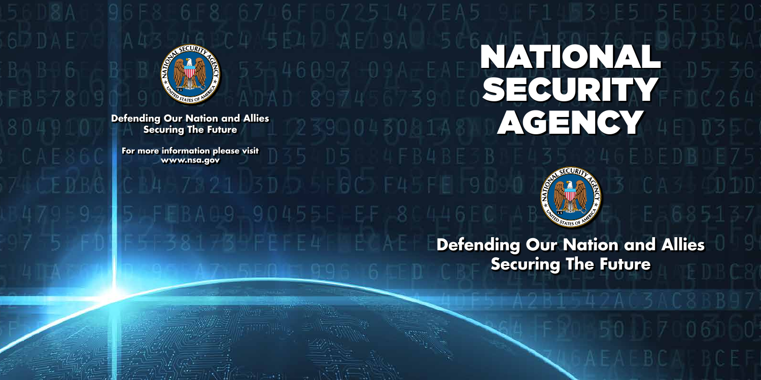**Defending Our Nation and Allies**
**Securing The Future**

**For more information please visit**
**www.nsa.gov**

# NATIONAL SECURITY AGENCY

**Defending Our Nation and Allies**
**Securing The Future**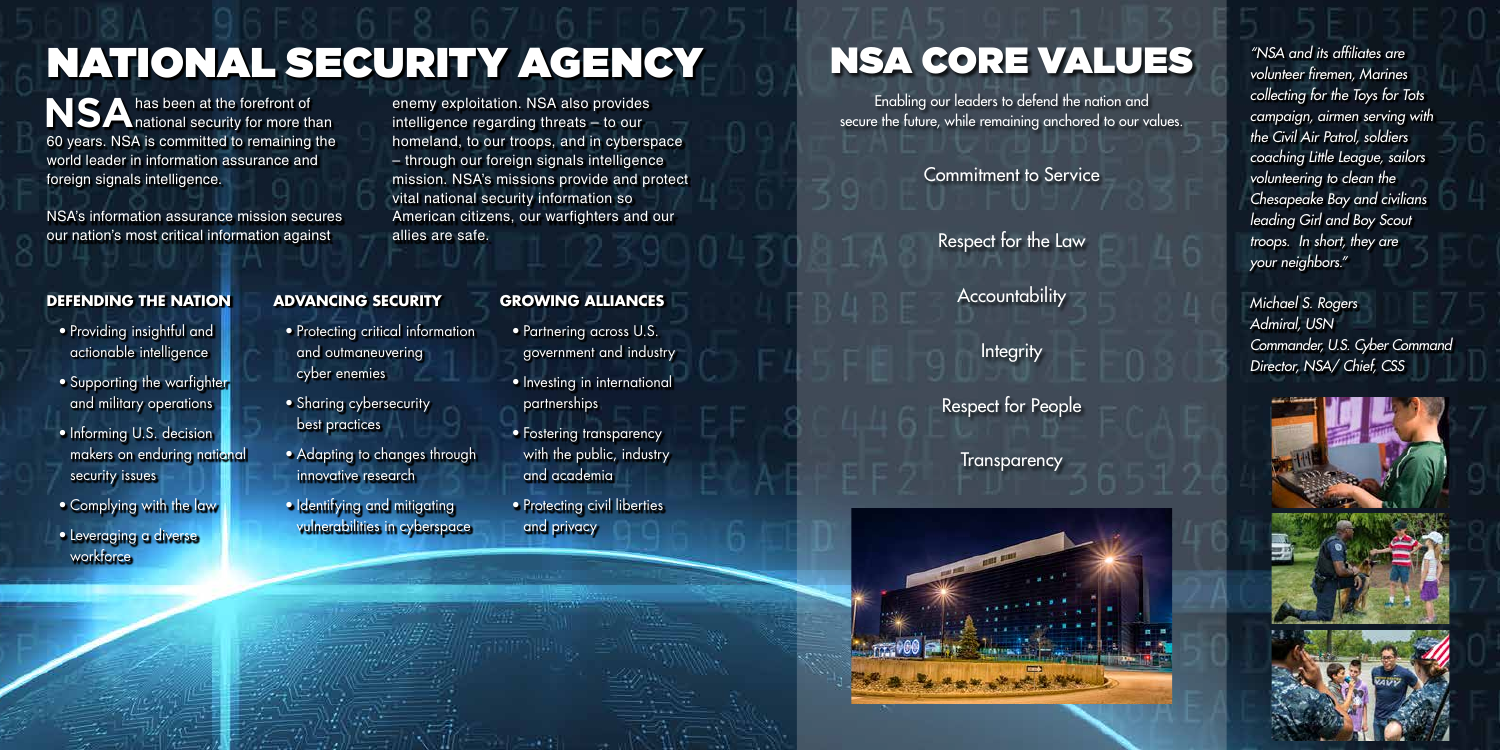# NATIONAL SECURITY AGENCY

**NSA** has been at the forefront of national security for more than 60 years. NSA is committed to remaining the world leader in information assurance and foreign signals intelligence.

NSA's information assurance mission secures our nation's most critical information against enemy exploitation. NSA also provides intelligence regarding threats – to our homeland, to our troops, and in cyberspace – through our foreign signals intelligence mission. NSA's missions provide and protect vital national security information so American citizens, our warfighters and our allies are safe.

### DEFENDING THE NATION

- Providing insightful and actionable intelligence
- Supporting the warfighter and military operations
- Informing U.S. decision makers on enduring national security issues
- Complying with the law
- Leveraging a diverse workforce

### ADVANCING SECURITY

- Protecting critical information and outmaneuvering cyber enemies
- Sharing cybersecurity best practices
- Adapting to changes through innovative research
- Identifying and mitigating vulnerabilities in cyberspace

### GROWING ALLIANCES

- Partnering across U.S. government and industry
- Investing in international partnerships
- Fostering transparency with the public, industry and academia
- Protecting civil liberties and privacy

# NSA CORE VALUES

Enabling our leaders to defend the nation and secure the future, while remaining anchored to our values.

Commitment to Service

Respect for the Law

Accountability

Integrity

Respect for People

Transparency

*"NSA and its affiliates are volunteer firemen, Marines collecting for the Toys for Tots campaign, airmen serving with the Civil Air Patrol, soldiers coaching Little League, sailors volunteering to clean the Chesapeake Bay and civilians leading Girl and Boy Scout troops. In short, they are your neighbors."*

*Michael S. Rogers*
*Admiral, USN*
*Commander, U.S. Cyber Command*
*Director, NSA/ Chief, CSS*